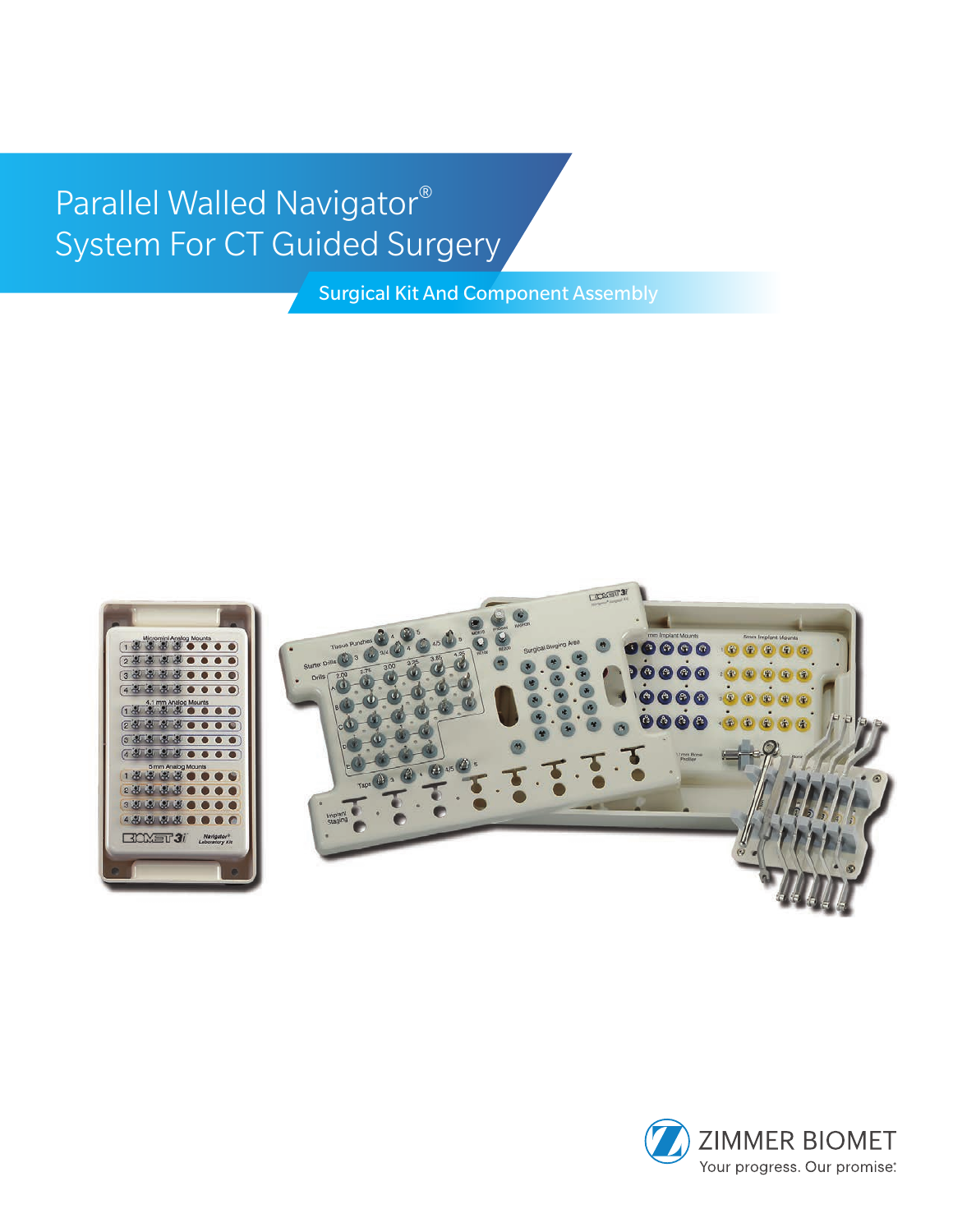# Parallel Walled Navigator® System For CT Guided Surgery

## Surgical Kit And Component Assembly

ZIMMER BIOMET

Your progress. Our promise.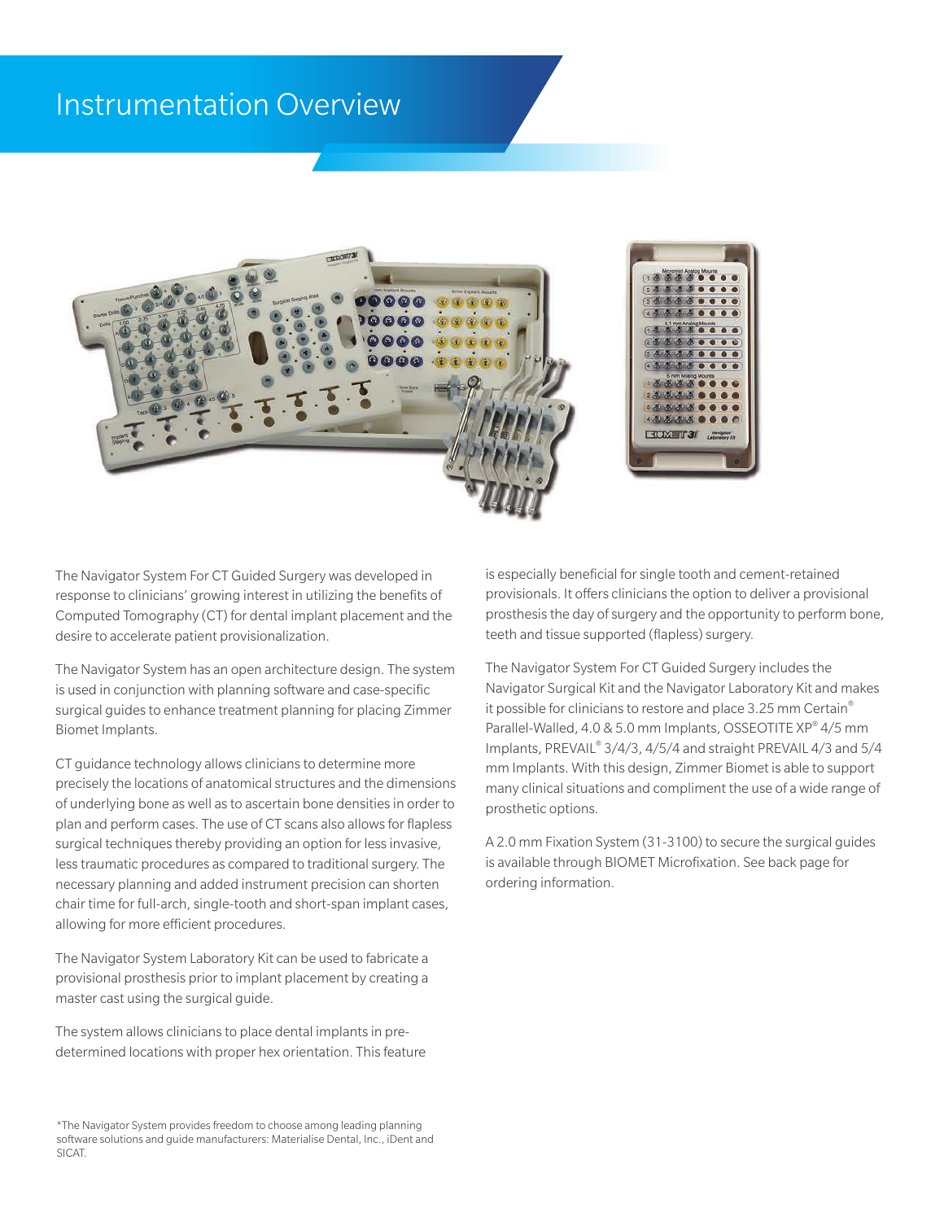# Instrumentation Overview

The Navigator System For CT Guided Surgery was developed in response to clinicians' growing interest in utilizing the benefits of Computed Tomography (CT) for dental implant placement and the desire to accelerate patient provisionalization.

The Navigator System has an open architecture design. The system is used in conjunction with planning software and case-specific surgical guides to enhance treatment planning for placing Zimmer Biomet Implants.

CT guidance technology allows clinicians to determine more precisely the locations of anatomical structures and the dimensions of underlying bone as well as to ascertain bone densities in order to plan and perform cases. The use of CT scans also allows for flapless surgical techniques thereby providing an option for less invasive, less traumatic procedures as compared to traditional surgery. The necessary planning and added instrument precision can shorten chair time for full-arch, single-tooth and short-span implant cases, allowing for more efficient procedures.

The Navigator System Laboratory Kit can be used to fabricate a provisional prosthesis prior to implant placement by creating a master cast using the surgical guide.

The system allows clinicians to place dental implants in pre-determined locations with proper hex orientation. This feature is especially beneficial for single tooth and cement-retained provisionals. It offers clinicians the option to deliver a provisional prosthesis the day of surgery and the opportunity to perform bone, teeth and tissue supported (flapless) surgery.

The Navigator System For CT Guided Surgery includes the Navigator Surgical Kit and the Navigator Laboratory Kit and makes it possible for clinicians to restore and place 3.25 mm Certain® Parallel-Walled, 4.0 & 5.0 mm Implants, OSSEOTITE XP® 4/5 mm Implants, PREVAIL® 3/4/3, 4/5/4 and straight PREVAIL 4/3 and 5/4 mm Implants. With this design, Zimmer Biomet is able to support many clinical situations and compliment the use of a wide range of prosthetic options.

A 2.0 mm Fixation System (31-3100) to secure the surgical guides is available through BIOMET Microfixation. See back page for ordering information.

*The Navigator System provides freedom to choose among leading planning software solutions and guide manufacturers: Materialise Dental, Inc., iDent and SICAT.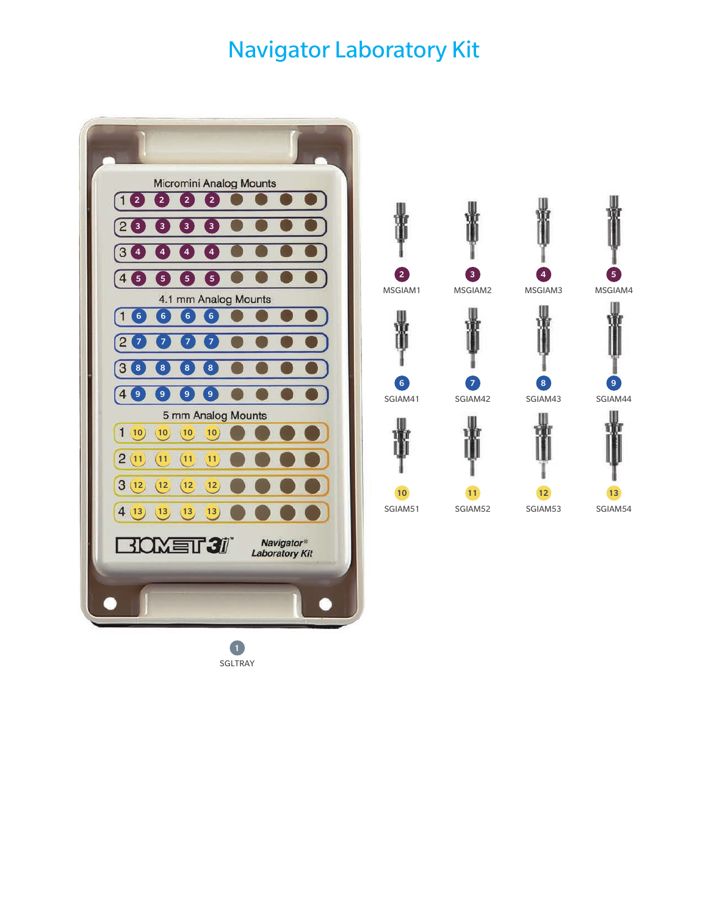# Navigator Laboratory Kit

| # | Item |
|---|---|
| 1 | SGLTRAY |
| 2 | MSGIAM1 |
| 3 | MSGIAM2 |
| 4 | MSGIAM3 |
| 5 | MSGIAM4 |
| 6 | SGIAM41 |
| 7 | SGIAM42 |
| 8 | SGIAM43 |
| 9 | SGIAM44 |
| 10 | SGIAM51 |
| 11 | SGIAM52 |
| 12 | SGIAM53 |
| 13 | SGIAM54 |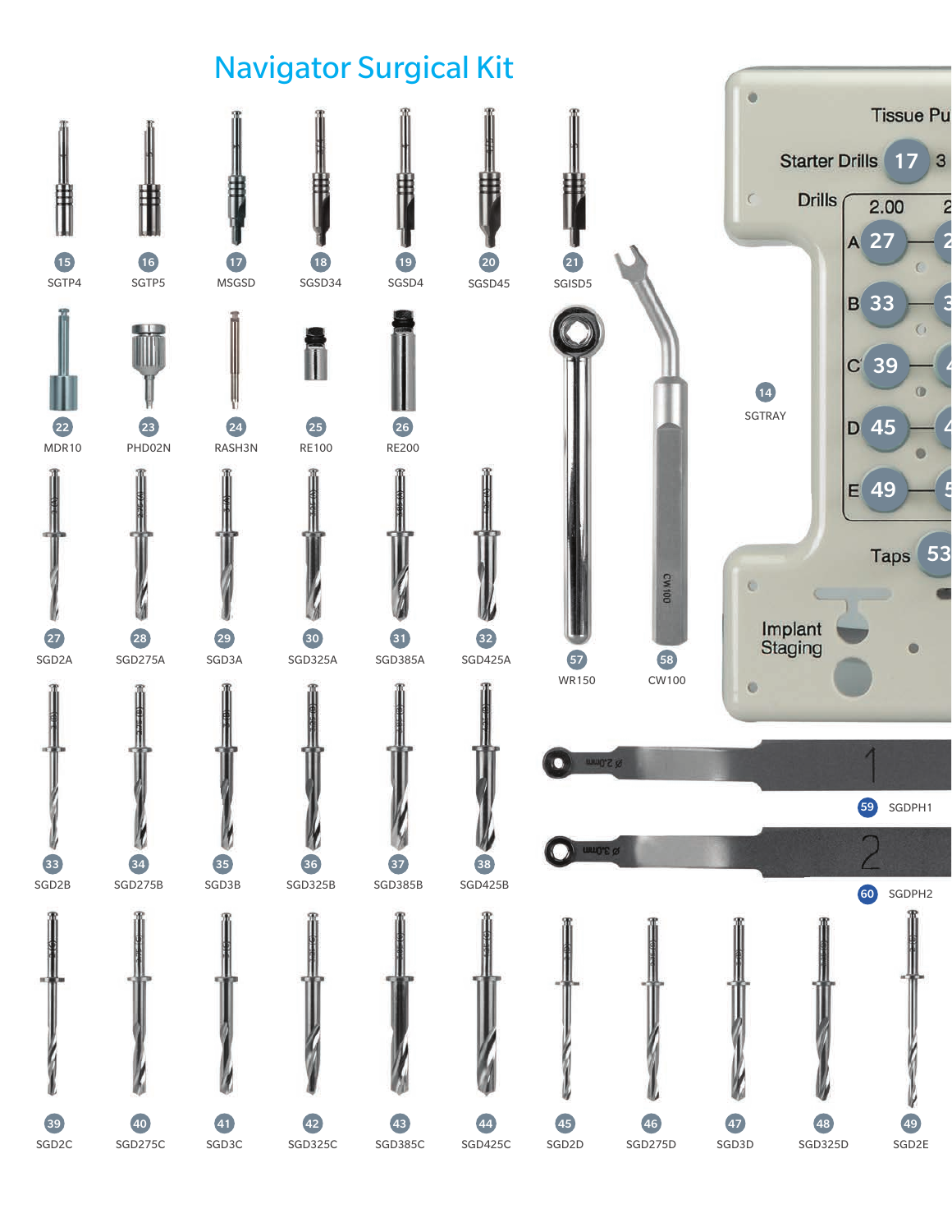# Navigator Surgical Kit

15 SGTP4
16 SGTP5
17 MSGSD
18 SGSD34
19 SGSD4
20 SGSD45
21 SGISD5

22 MDR10
23 PHD02N
24 RASH3N
25 RE100
26 RE200

14 SGTRAY

Tissue Pu
Starter Drills 17 3
Drills 2.00 2
A 27
B 33
C 39
D 45
E 49
Taps 53
Implant Staging

27 SGD2A
28 SGD275A
29 SGD3A
30 SGD325A
31 SGD385A
32 SGD425A

57 WR150
58 CW100

33 SGD2B
34 SGD275B
35 SGD3B
36 SGD325B
37 SGD385B
38 SGD425B

59 SGDPH1
60 SGDPH2

39 SGD2C
40 SGD275C
41 SGD3C
42 SGD325C
43 SGD385C
44 SGD425C
45 SGD2D
46 SGD275D
47 SGD3D
48 SGD325D
49 SGD2E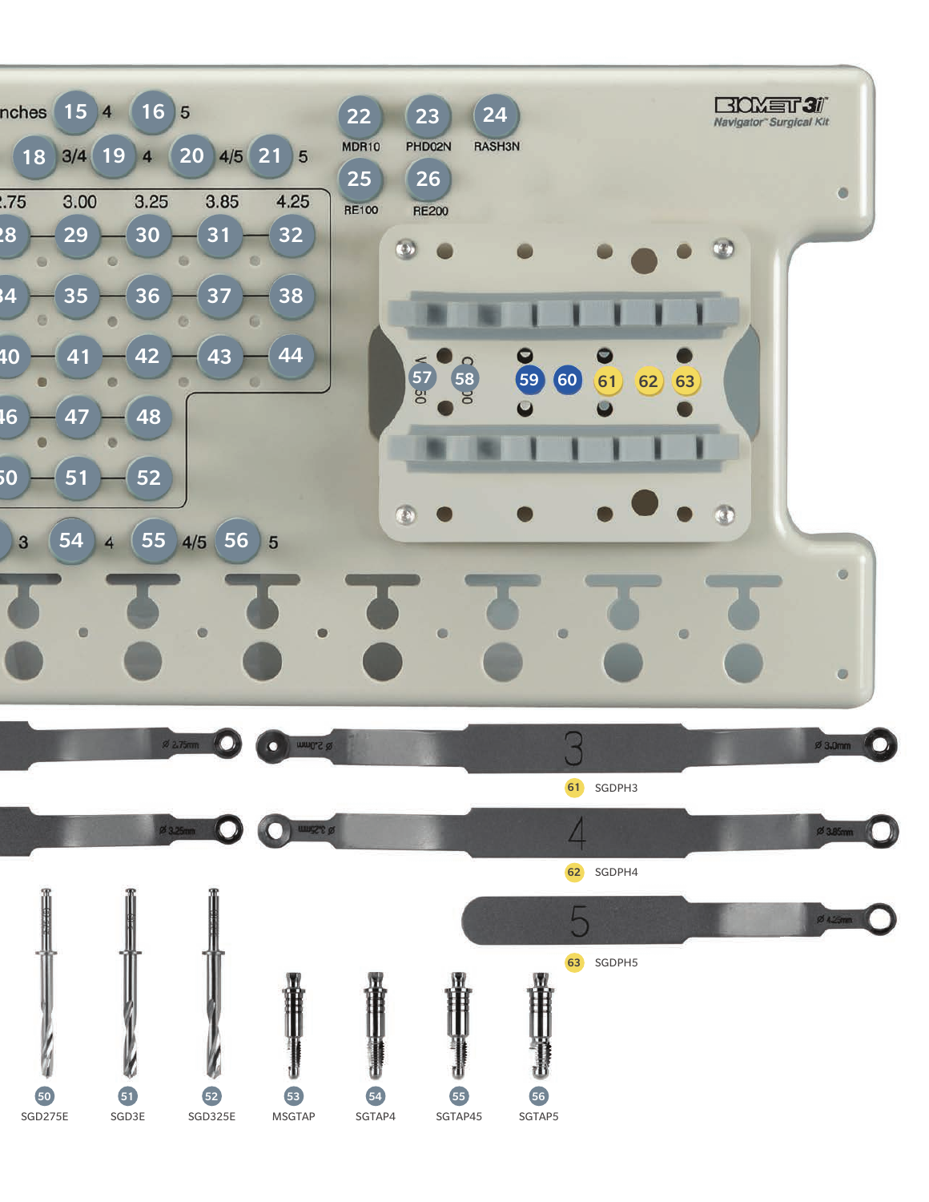Navigator™ Surgical Kit

22 MDR10

23 PHD02N

24 RASH3N

25 RE100

26 RE200

61 SGDPH3

62 SGDPH4

63 SGDPH5

50 SGD275E

51 SGD3E

52 SGD325E

53 MSGTAP

54 SGTAP4

55 SGTAP45

56 SGTAP5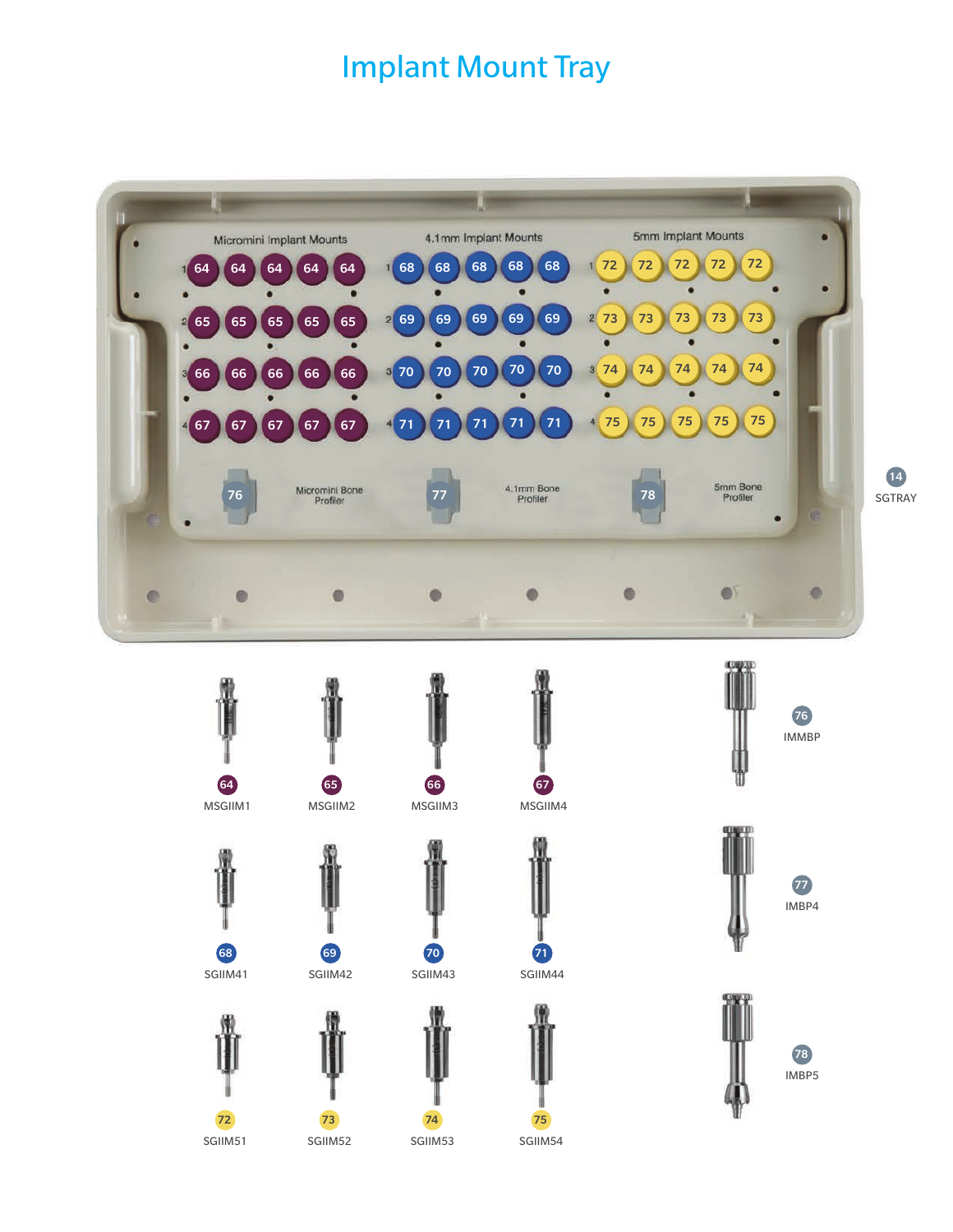# Implant Mount Tray

Micromini Implant Mounts

4.1mm Implant Mounts

5mm Implant Mounts

Micromini Bone Profiler

4.1mm Bone Profiler

5mm Bone Profiler

14 SGTRAY

64 MSGIIM1

65 MSGIIM2

66 MSGIIM3

67 MSGIIM4

76 IMMBP

68 SGIIM41

69 SGIIM42

70 SGIIM43

71 SGIIM44

77 IMBP4

72 SGIIM51

73 SGIIM52

74 SGIIM53

75 SGIIM54

78 IMBP5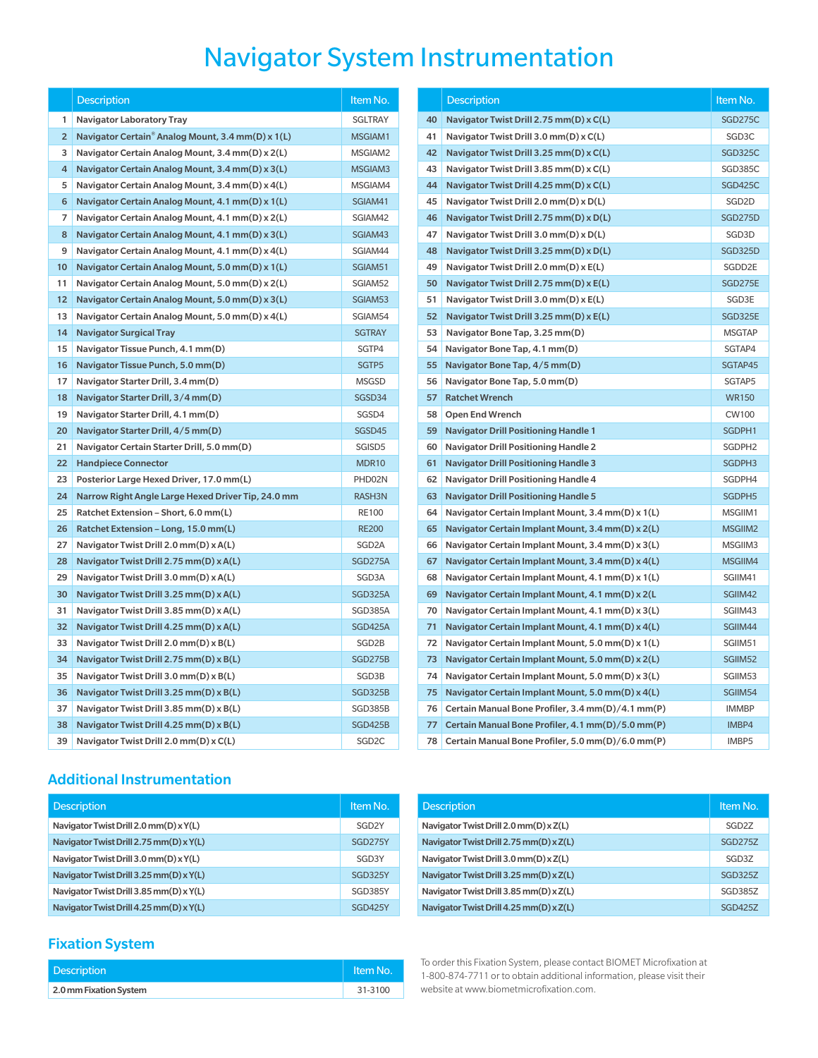# Navigator System Instrumentation

| | Description | Item No. |
|---|---|---|
| 1 | Navigator Laboratory Tray | SGLTRAY |
| 2 | Navigator Certain® Analog Mount, 3.4 mm(D) x 1(L) | MSGIAM1 |
| 3 | Navigator Certain Analog Mount, 3.4 mm(D) x 2(L) | MSGIAM2 |
| 4 | Navigator Certain Analog Mount, 3.4 mm(D) x 3(L) | MSGIAM3 |
| 5 | Navigator Certain Analog Mount, 3.4 mm(D) x 4(L) | MSGIAM4 |
| 6 | Navigator Certain Analog Mount, 4.1 mm(D) x 1(L) | SGIAM41 |
| 7 | Navigator Certain Analog Mount, 4.1 mm(D) x 2(L) | SGIAM42 |
| 8 | Navigator Certain Analog Mount, 4.1 mm(D) x 3(L) | SGIAM43 |
| 9 | Navigator Certain Analog Mount, 4.1 mm(D) x 4(L) | SGIAM44 |
| 10 | Navigator Certain Analog Mount, 5.0 mm(D) x 1(L) | SGIAM51 |
| 11 | Navigator Certain Analog Mount, 5.0 mm(D) x 2(L) | SGIAM52 |
| 12 | Navigator Certain Analog Mount, 5.0 mm(D) x 3(L) | SGIAM53 |
| 13 | Navigator Certain Analog Mount, 5.0 mm(D) x 4(L) | SGIAM54 |
| 14 | Navigator Surgical Tray | SGTRAY |
| 15 | Navigator Tissue Punch, 4.1 mm(D) | SGTP4 |
| 16 | Navigator Tissue Punch, 5.0 mm(D) | SGTP5 |
| 17 | Navigator Starter Drill, 3.4 mm(D) | MSGSD |
| 18 | Navigator Starter Drill, 3/4 mm(D) | SGSD34 |
| 19 | Navigator Starter Drill, 4.1 mm(D) | SGSD4 |
| 20 | Navigator Starter Drill, 4/5 mm(D) | SGSD45 |
| 21 | Navigator Certain Starter Drill, 5.0 mm(D) | SGISD5 |
| 22 | Handpiece Connector | MDR10 |
| 23 | Posterior Large Hexed Driver, 17.0 mm(L) | PHD02N |
| 24 | Narrow Right Angle Large Hexed Driver Tip, 24.0 mm | RASH3N |
| 25 | Ratchet Extension – Short, 6.0 mm(L) | RE100 |
| 26 | Ratchet Extension – Long, 15.0 mm(L) | RE200 |
| 27 | Navigator Twist Drill 2.0 mm(D) x A(L) | SGD2A |
| 28 | Navigator Twist Drill 2.75 mm(D) x A(L) | SGD275A |
| 29 | Navigator Twist Drill 3.0 mm(D) x A(L) | SGD3A |
| 30 | Navigator Twist Drill 3.25 mm(D) x A(L) | SGD325A |
| 31 | Navigator Twist Drill 3.85 mm(D) x A(L) | SGD385A |
| 32 | Navigator Twist Drill 4.25 mm(D) x A(L) | SGD425A |
| 33 | Navigator Twist Drill 2.0 mm(D) x B(L) | SGD2B |
| 34 | Navigator Twist Drill 2.75 mm(D) x B(L) | SGD275B |
| 35 | Navigator Twist Drill 3.0 mm(D) x B(L) | SGD3B |
| 36 | Navigator Twist Drill 3.25 mm(D) x B(L) | SGD325B |
| 37 | Navigator Twist Drill 3.85 mm(D) x B(L) | SGD385B |
| 38 | Navigator Twist Drill 4.25 mm(D) x B(L) | SGD425B |
| 39 | Navigator Twist Drill 2.0 mm(D) x C(L) | SGD2C |
| 40 | Navigator Twist Drill 2.75 mm(D) x C(L) | SGD275C |
| 41 | Navigator Twist Drill 3.0 mm(D) x C(L) | SGD3C |
| 42 | Navigator Twist Drill 3.25 mm(D) x C(L) | SGD325C |
| 43 | Navigator Twist Drill 3.85 mm(D) x C(L) | SGD385C |
| 44 | Navigator Twist Drill 4.25 mm(D) x C(L) | SGD425C |
| 45 | Navigator Twist Drill 2.0 mm(D) x D(L) | SGD2D |
| 46 | Navigator Twist Drill 2.75 mm(D) x D(L) | SGD275D |
| 47 | Navigator Twist Drill 3.0 mm(D) x D(L) | SGD3D |
| 48 | Navigator Twist Drill 3.25 mm(D) x D(L) | SGD325D |
| 49 | Navigator Twist Drill 2.0 mm(D) x E(L) | SGDD2E |
| 50 | Navigator Twist Drill 2.75 mm(D) x E(L) | SGD275E |
| 51 | Navigator Twist Drill 3.0 mm(D) x E(L) | SGD3E |
| 52 | Navigator Twist Drill 3.25 mm(D) x E(L) | SGD325E |
| 53 | Navigator Bone Tap, 3.25 mm(D) | MSGTAP |
| 54 | Navigator Bone Tap, 4.1 mm(D) | SGTAP4 |
| 55 | Navigator Bone Tap, 4/5 mm(D) | SGTAP45 |
| 56 | Navigator Bone Tap, 5.0 mm(D) | SGTAP5 |
| 57 | Ratchet Wrench | WR150 |
| 58 | Open End Wrench | CW100 |
| 59 | Navigator Drill Positioning Handle 1 | SGDPH1 |
| 60 | Navigator Drill Positioning Handle 2 | SGDPH2 |
| 61 | Navigator Drill Positioning Handle 3 | SGDPH3 |
| 62 | Navigator Drill Positioning Handle 4 | SGDPH4 |
| 63 | Navigator Drill Positioning Handle 5 | SGDPH5 |
| 64 | Navigator Certain Implant Mount, 3.4 mm(D) x 1(L) | MSGIIM1 |
| 65 | Navigator Certain Implant Mount, 3.4 mm(D) x 2(L) | MSGIIM2 |
| 66 | Navigator Certain Implant Mount, 3.4 mm(D) x 3(L) | MSGIIM3 |
| 67 | Navigator Certain Implant Mount, 3.4 mm(D) x 4(L) | MSGIIM4 |
| 68 | Navigator Certain Implant Mount, 4.1 mm(D) x 1(L) | SGIIM41 |
| 69 | Navigator Certain Implant Mount, 4.1 mm(D) x 2(L | SGIIM42 |
| 70 | Navigator Certain Implant Mount, 4.1 mm(D) x 3(L) | SGIIM43 |
| 71 | Navigator Certain Implant Mount, 4.1 mm(D) x 4(L) | SGIIM44 |
| 72 | Navigator Certain Implant Mount, 5.0 mm(D) x 1(L) | SGIIM51 |
| 73 | Navigator Certain Implant Mount, 5.0 mm(D) x 2(L) | SGIIM52 |
| 74 | Navigator Certain Implant Mount, 5.0 mm(D) x 3(L) | SGIIM53 |
| 75 | Navigator Certain Implant Mount, 5.0 mm(D) x 4(L) | SGIIM54 |
| 76 | Certain Manual Bone Profiler, 3.4 mm(D)/4.1 mm(P) | IMMBP |
| 77 | Certain Manual Bone Profiler, 4.1 mm(D)/5.0 mm(P) | IMBP4 |
| 78 | Certain Manual Bone Profiler, 5.0 mm(D)/6.0 mm(P) | IMBP5 |

## Additional Instrumentation

| Description | Item No. |
|---|---|
| Navigator Twist Drill 2.0 mm(D) x Y(L) | SGD2Y |
| Navigator Twist Drill 2.75 mm(D) x Y(L) | SGD275Y |
| Navigator Twist Drill 3.0 mm(D) x Y(L) | SGD3Y |
| Navigator Twist Drill 3.25 mm(D) x Y(L) | SGD325Y |
| Navigator Twist Drill 3.85 mm(D) x Y(L) | SGD385Y |
| Navigator Twist Drill 4.25 mm(D) x Y(L) | SGD425Y |
| Navigator Twist Drill 2.0 mm(D) x Z(L) | SGD2Z |
| Navigator Twist Drill 2.75 mm(D) x Z(L) | SGD275Z |
| Navigator Twist Drill 3.0 mm(D) x Z(L) | SGD3Z |
| Navigator Twist Drill 3.25 mm(D) x Z(L) | SGD325Z |
| Navigator Twist Drill 3.85 mm(D) x Z(L) | SGD385Z |
| Navigator Twist Drill 4.25 mm(D) x Z(L) | SGD425Z |

## Fixation System

| Description | Item No. |
|---|---|
| 2.0 mm Fixation System | 31-3100 |

To order this Fixation System, please contact BIOMET Microfixation at 1-800-874-7711 or to obtain additional information, please visit their website at www.biometmicrofixation.com.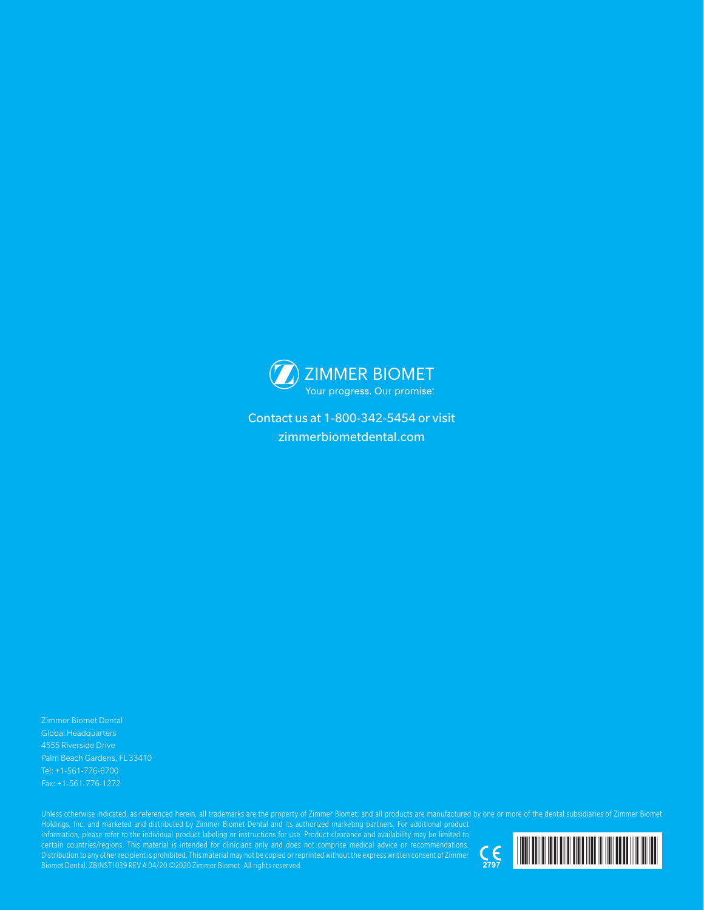ZIMMER BIOMET

Your progress. Our promise.

Contact us at 1-800-342-5454 or visit zimmerbiometdental.com

Zimmer Biomet Dental
Global Headquarters
4555 Riverside Drive
Palm Beach Gardens, FL 33410
Tel: +1-561-776-6700
Fax: +1-561-776-1272

Unless otherwise indicated, as referenced herein, all trademarks are the property of Zimmer Biomet; and all products are manufactured by one or more of the dental subsidiaries of Zimmer Biomet Holdings, Inc. and marketed and distributed by Zimmer Biomet Dental and its authorized marketing partners. For additional product information, please refer to the individual product labeling or instructions for use. Product clearance and availability may be limited to certain countries/regions. This material is intended for clinicians only and does not comprise medical advice or recommendations. Distribution to any other recipient is prohibited. This material may not be copied or reprinted without the express written consent of Zimmer Biomet Dental. ZBINST1039 REV A 04/20 ©2020 Zimmer Biomet. All rights reserved.

CE 2797